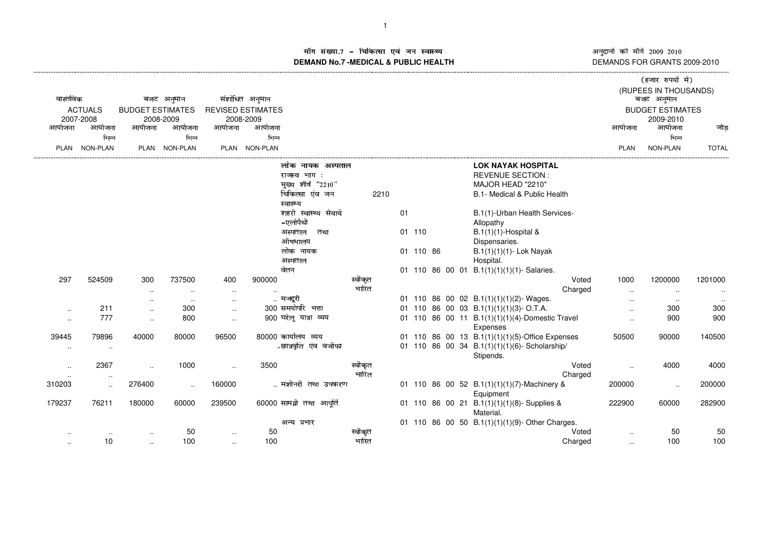# मॉग संख्या.7 – चिकित्सा एवं जन स्वास्थ्य
## DEMAND No.7 -MEDICAL & PUBLIC HEALTH

अनुदानों की माँगें 2009 2010
DEMANDS FOR GRANTS 2009-2010

(हजार रुपयों में)
(RUPEES IN THOUSANDS)

| वास्तविक ACTUALS 2007-2008 | | बजट अनुमान BUDGET ESTIMATES 2008-2009 | | संशोधित अनुमान REVISED ESTIMATES 2008-2009 | | | | | | बजट अनुमान BUDGET ESTIMATES 2009-2010 | | |
|---|---|---|---|---|---|---|---|---|---|---|---|---|
| आयोजना PLAN | आयोजना भिन्न NON-PLAN | आयोजना PLAN | आयोजना भिन्न NON-PLAN | आयोजना PLAN | आयोजना भिन्न NON-PLAN | | | | | आयोजना PLAN | आयोजना भिन्न NON-PLAN | जोड़ TOTAL |
| | | | | | | लोक नायक अस्पताल | | | **LOK NAYAK HOSPITAL** | | | |
| | | | | | | राजस्व भाग : | | | REVENUE SECTION : | | | |
| | | | | | | मुख्य शीर्ष "2210" | | | MAJOR HEAD "2210" | | | |
| | | | | | | चिकित्सा एवं जन स्वास्थ्य | | 2210 | B.1- Medical & Public Health | | | |
| | | | | | | शहरी स्वास्थ्य सेवायें -एलोपैथी | | 01 | B.1(1)-Urban Health Services-Allopathy | | | |
| | | | | | | अस्पताल तथा औषधालय | | 01 110 | B.1(1)(1)-Hospital & Dispensaries. | | | |
| | | | | | | लोक नायक अस्पताल | | 01 110 86 | B.1(1)(1)(1)- Lok Nayak Hospital. | | | |
| | | | | | | वेतन | | 01 110 86 00 01 | B.1(1)(1)(1)(1)- Salaries. | | | |
| 297 | 524509 | 300 | 737500 | 400 | 900000 | | स्वीकृत | | Voted | 1000 | 1200000 | 1201000 |
| | | .. | .. | .. | .. | | भारित | | Charged | .. | .. | .. |
| | | .. | .. | .. | .. | मजदूरी | | 01 110 86 00 02 | B.1(1)(1)(1)(2)- Wages. | .. | .. | .. |
| .. | 211 | .. | 300 | .. | 300 | समयोपरि भत्ता | | 01 110 86 00 03 | B.1(1)(1)(1)(3)- O.T.A. | .. | 300 | 300 |
| .. | 777 | .. | 800 | .. | 900 | घरेलू यात्रा व्यय | | 01 110 86 00 11 | B.1(1)(1)(1)(4)-Domestic Travel Expenses | .. | 900 | 900 |
| 39445 | 79896 | 40000 | 80000 | 96500 | 80000 | कार्यालय व्यय | | 01 110 86 00 13 | B.1(1)(1)(1)(5)-Office Expenses | 50500 | 90000 | 140500 |
| .. | .. | | | | | छात्रवृत्ति एवं वजीफा | | 01 110 86 00 34 | B.1(1)(1)(1)(6)- Scholarship/ Stipends. | | | |
| .. | 2367 | .. | 1000 | .. | 3500 | | स्वीकृत | | Voted | .. | 4000 | 4000 |
| .. | .. | | | | | | भारित | | Charged | | | |
| 310203 | .. | 276400 | .. | 160000 | .. | मशीनरी तथा उपकरण | | 01 110 86 00 52 | B.1(1)(1)(1)(7)-Machinery & Equipment | 200000 | .. | 200000 |
| 179237 | 76211 | 180000 | 60000 | 239500 | 60000 | सामग्री तथा आपूर्ति | | 01 110 86 00 21 | B.1(1)(1)(1)(8)- Supplies & Material. | 222900 | 60000 | 282900 |
| | | | | | | अन्य प्रभार | | 01 110 86 00 50 | B.1(1)(1)(1)(9)- Other Charges. | | | |
| .. | .. | .. | 50 | .. | 50 | | स्वीकृत | | Voted | .. | 50 | 50 |
| .. | 10 | .. | 100 | .. | 100 | | भारित | | Charged | .. | 100 | 100 |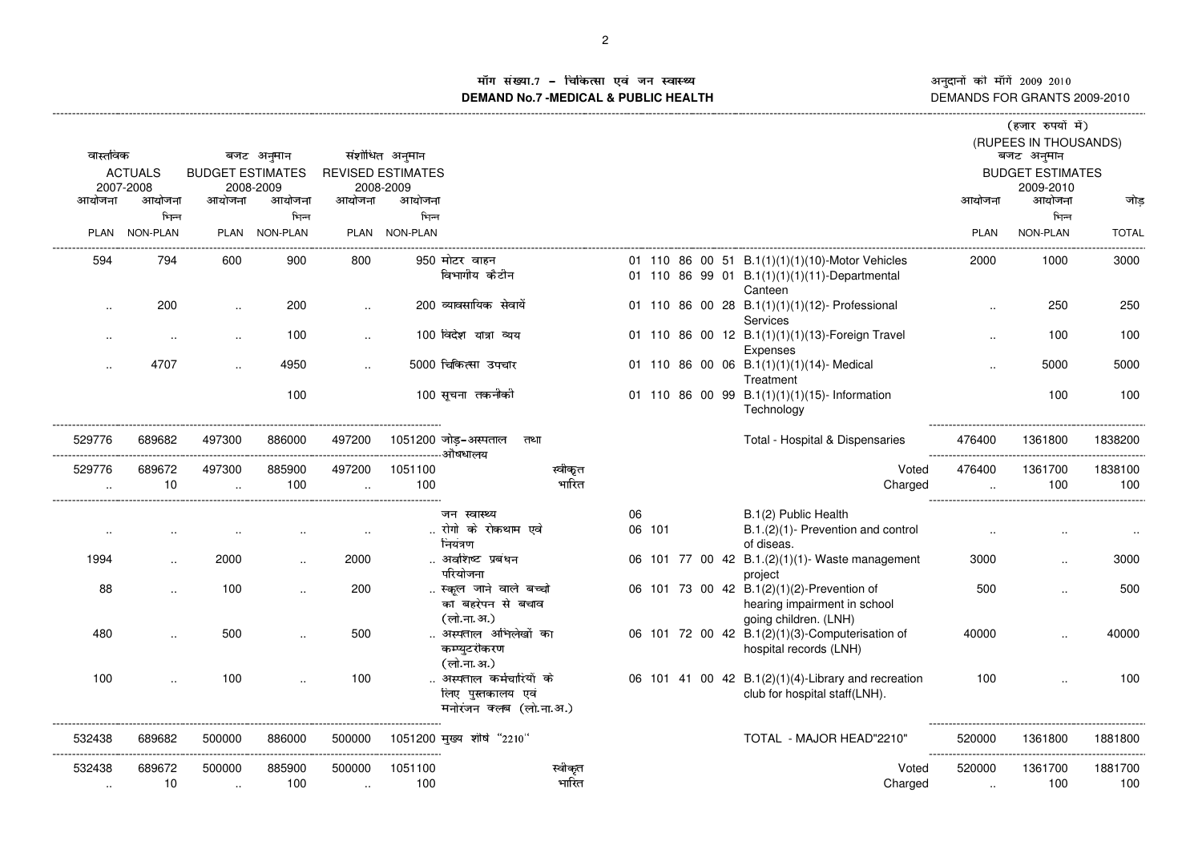मॉग संख्या.7 – चिकित्सा एवं जन स्वास्थ्य
**DEMAND No.7 -MEDICAL & PUBLIC HEALTH**

अनुदानों की मॉगें 2009 2010
DEMANDS FOR GRANTS 2009-2010

(हजार रुपयों में)
(RUPEES IN THOUSANDS)

| वास्तविक ACTUALS 2007-2008 | | बजट अनुमान BUDGET ESTIMATES 2008-2009 | | संशोधित अनुमान REVISED ESTIMATES 2008-2009 | | | | | बजट अनुमान BUDGET ESTIMATES 2009-2010 | | |
|---|---|---|---|---|---|---|---|---|---|---|---|
| आयोजना PLAN | आयोजना भिन्न NON-PLAN | आयोजना PLAN | आयोजना भिन्न NON-PLAN | आयोजना PLAN | आयोजना भिन्न NON-PLAN | | | | आयोजना PLAN | आयोजना भिन्न NON-PLAN | जोड़ TOTAL |
| 594 | 794 | 600 | 900 | 800 | 950 | मोटर वाहन | 01 110 86 00 51 | B.1(1)(1)(1)(10)-Motor Vehicles | 2000 | 1000 | 3000 |
| | | | | | | विभागीय कैंटीन | 01 110 86 99 01 | B.1(1)(1)(1)(11)-Departmental Canteen | | | |
| .. | 200 | .. | 200 | .. | 200 | व्यावसायिक सेवायें | 01 110 86 00 28 | B.1(1)(1)(1)(12)- Professional Services | .. | 250 | 250 |
| .. | .. | .. | 100 | .. | 100 | विदेश यात्रा व्यय | 01 110 86 00 12 | B.1(1)(1)(1)(13)-Foreign Travel Expenses | .. | 100 | 100 |
| .. | 4707 | .. | 4950 | .. | 5000 | चिकित्सा उपचार | 01 110 86 00 06 | B.1(1)(1)(1)(14)- Medical Treatment | .. | 5000 | 5000 |
| | | | 100 | | 100 | सूचना तकनीकी | 01 110 86 00 99 | B.1(1)(1)(1)(15)- Information Technology | | 100 | 100 |
| 529776 | 689682 | 497300 | 886000 | 497200 | 1051200 | जोड़–अस्पताल तथा औषधालय | | Total - Hospital & Dispensaries | 476400 | 1361800 | 1838200 |
| 529776 | 689672 | 497300 | 885900 | 497200 | 1051100 | स्वीकृत | | Voted | 476400 | 1361700 | 1838100 |
| .. | 10 | .. | 100 | .. | 100 | भारित | | Charged | .. | 100 | 100 |
| | | | | | | जन स्वास्थ्य | 06 | B.1(2) Public Health | | | |
| .. | .. | .. | .. | .. | .. | रोगो के रोकथाम एवे नियंत्रण | 06 101 | B.1.(2)(1)- Prevention and control of diseas. | .. | .. | .. |
| 1994 | .. | 2000 | .. | 2000 | .. | अवशिष्ट प्रबंधन परियोजना | 06 101 77 00 42 | B.1(2)(1)(1)- Waste management project | 3000 | .. | 3000 |
| 88 | .. | 100 | .. | 200 | .. | स्कूल जाने वाले बच्चो का बहरेपन से बचाव (लो.ना.अ.) | 06 101 73 00 42 | B.1(2)(1)(2)-Prevention of hearing impairment in school going children. (LNH) | 500 | .. | 500 |
| 480 | .. | 500 | .. | 500 | .. | अस्पताल अभिलेखों का कम्प्युटरीकरण (लो.ना.अ.) | 06 101 72 00 42 | B.1(2)(1)(3)-Computerisation of hospital records (LNH) | 40000 | .. | 40000 |
| 100 | .. | 100 | .. | 100 | .. | अस्पताल कर्मचारियों के लिए पुस्तकालय एवं मनोरंजन क्लब (लो.ना.अ.) | 06 101 41 00 42 | B.1(2)(1)(4)-Library and recreation club for hospital staff(LNH). | 100 | .. | 100 |
| 532438 | 689682 | 500000 | 886000 | 500000 | 1051200 | मुख्य शीर्ष "2210" | | TOTAL - MAJOR HEAD"2210" | 520000 | 1361800 | 1881800 |
| 532438 | 689672 | 500000 | 885900 | 500000 | 1051100 | स्वीकृत | | Voted | 520000 | 1361700 | 1881700 |
| .. | 10 | .. | 100 | .. | 100 | भारित | | Charged | .. | 100 | 100 |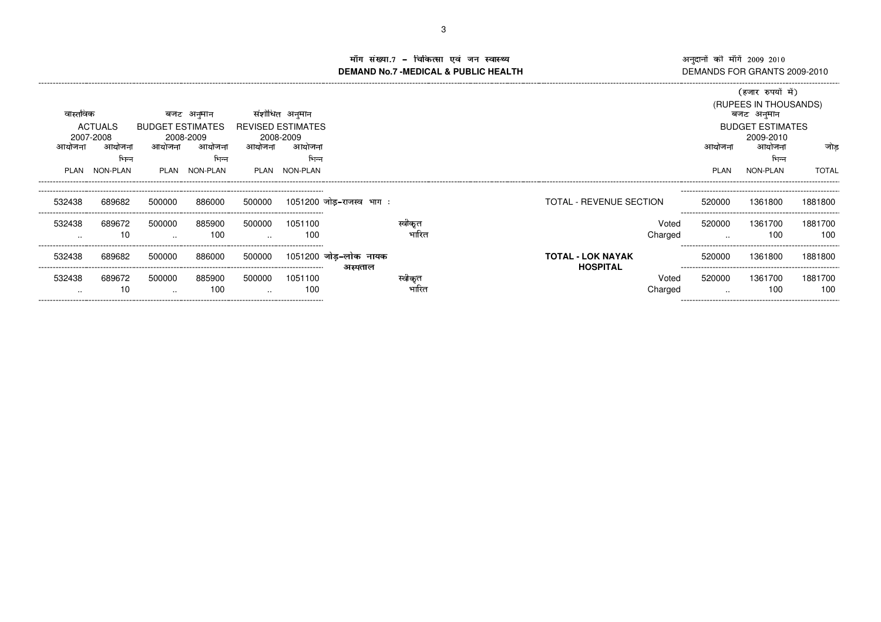# माँग संख्या.7 – चिकित्सा एवं जन स्वास्थ्य
# DEMAND No.7 -MEDICAL & PUBLIC HEALTH

अनुदानों की माँगें 2009 2010
DEMANDS FOR GRANTS 2009-2010

(हजार रुपयों में)
(RUPEES IN THOUSANDS)

| वास्तविक ACTUALS 2007-2008 | | बजट अनुमान BUDGET ESTIMATES 2008-2009 | | संशोधित अनुमान REVISED ESTIMATES 2008-2009 | | | | | बजट अनुमान BUDGET ESTIMATES 2009-2010 | | |
|---|---|---|---|---|---|---|---|---|---|---|---|
| आयोजना PLAN | आयोजना भिन्न NON-PLAN | आयोजना PLAN | आयोजना भिन्न NON-PLAN | आयोजना PLAN | आयोजना भिन्न NON-PLAN | | | | आयोजना PLAN | आयोजना भिन्न NON-PLAN | जोड़ TOTAL |
| 532438 | 689682 | 500000 | 886000 | 500000 | 1051200 | जोड़–राजस्व भाग : | | TOTAL - REVENUE SECTION | 520000 | 1361800 | 1881800 |
| 532438 | 689672 | 500000 | 885900 | 500000 | 1051100 | | स्वीकृत | Voted | 520000 | 1361700 | 1881700 |
| .. | 10 | .. | 100 | .. | 100 | | भारित | Charged | .. | 100 | 100 |
| 532438 | 689682 | 500000 | 886000 | 500000 | 1051200 | **जोड़–लोक नायक अस्पताल** | | **TOTAL - LOK NAYAK HOSPITAL** | 520000 | 1361800 | 1881800 |
| 532438 | 689672 | 500000 | 885900 | 500000 | 1051100 | | स्वीकृत | Voted | 520000 | 1361700 | 1881700 |
| .. | 10 | .. | 100 | .. | 100 | | भारित | Charged | .. | 100 | 100 |